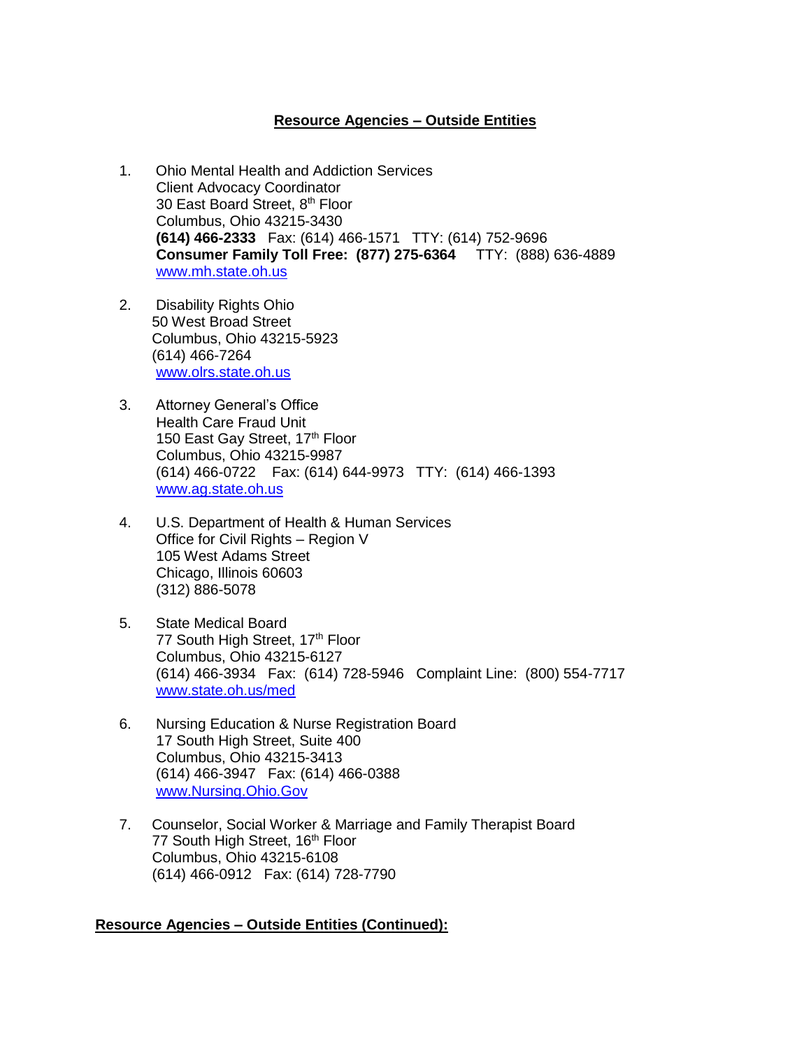## **Resource Agencies – Outside Entities**

1. Ohio Mental Health and Addiction Services
   Client Advocacy Coordinator
   30 East Board Street, 8th Floor
   Columbus, Ohio 43215-3430
   **(614) 466-2333** Fax: (614) 466-1571 TTY: (614) 752-9696
   **Consumer Family Toll Free: (877) 275-6364** TTY: (888) 636-4889
   www.mh.state.oh.us

2. Disability Rights Ohio
   50 West Broad Street
   Columbus, Ohio 43215-5923
   (614) 466-7264
   www.olrs.state.oh.us

3. Attorney General's Office
   Health Care Fraud Unit
   150 East Gay Street, 17th Floor
   Columbus, Ohio 43215-9987
   (614) 466-0722 Fax: (614) 644-9973 TTY: (614) 466-1393
   www.ag.state.oh.us

4. U.S. Department of Health & Human Services
   Office for Civil Rights – Region V
   105 West Adams Street
   Chicago, Illinois 60603
   (312) 886-5078

5. State Medical Board
   77 South High Street, 17th Floor
   Columbus, Ohio 43215-6127
   (614) 466-3934 Fax: (614) 728-5946 Complaint Line: (800) 554-7717
   www.state.oh.us/med

6. Nursing Education & Nurse Registration Board
   17 South High Street, Suite 400
   Columbus, Ohio 43215-3413
   (614) 466-3947 Fax: (614) 466-0388
   www.Nursing.Ohio.Gov

7. Counselor, Social Worker & Marriage and Family Therapist Board
   77 South High Street, 16th Floor
   Columbus, Ohio 43215-6108
   (614) 466-0912 Fax: (614) 728-7790

## **Resource Agencies – Outside Entities (Continued):**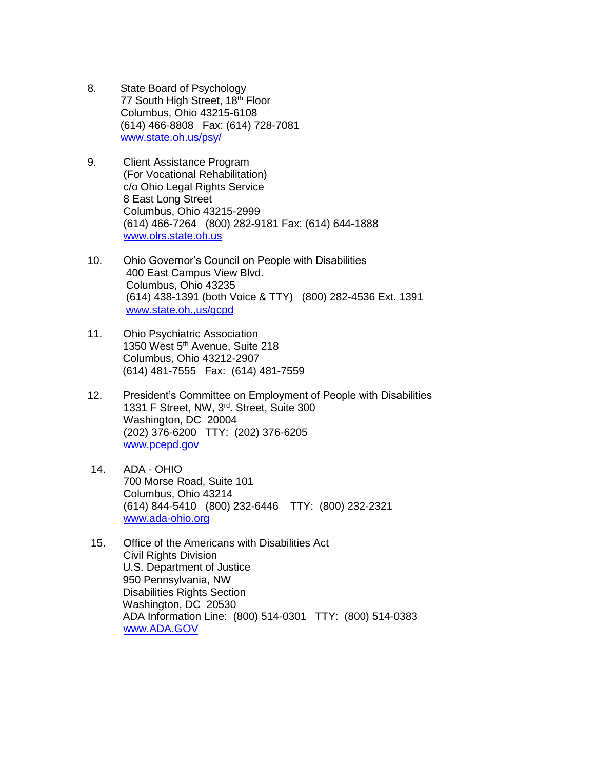8. State Board of Psychology
   77 South High Street, 18th Floor
   Columbus, Ohio 43215-6108
   (614) 466-8808   Fax: (614) 728-7081
   www.state.oh.us/psy/

9. Client Assistance Program
   (For Vocational Rehabilitation)
   c/o Ohio Legal Rights Service
   8 East Long Street
   Columbus, Ohio 43215-2999
   (614) 466-7264   (800) 282-9181 Fax: (614) 644-1888
   www.olrs.state.oh.us

10. Ohio Governor's Council on People with Disabilities
    400 East Campus View Blvd.
    Columbus, Ohio 43235
    (614) 438-1391 (both Voice & TTY)   (800) 282-4536 Ext. 1391
    www.state.oh.,us/gcpd

11. Ohio Psychiatric Association
    1350 West 5th Avenue, Suite 218
    Columbus, Ohio 43212-2907
    (614) 481-7555   Fax: (614) 481-7559

12. President's Committee on Employment of People with Disabilities
    1331 F Street, NW, 3rd. Street, Suite 300
    Washington, DC 20004
    (202) 376-6200   TTY: (202) 376-6205
    www.pcepd.gov

14. ADA - OHIO
    700 Morse Road, Suite 101
    Columbus, Ohio 43214
    (614) 844-5410   (800) 232-6446   TTY: (800) 232-2321
    www.ada-ohio.org

15. Office of the Americans with Disabilities Act
    Civil Rights Division
    U.S. Department of Justice
    950 Pennsylvania, NW
    Disabilities Rights Section
    Washington, DC 20530
    ADA Information Line: (800) 514-0301   TTY: (800) 514-0383
    www.ADA.GOV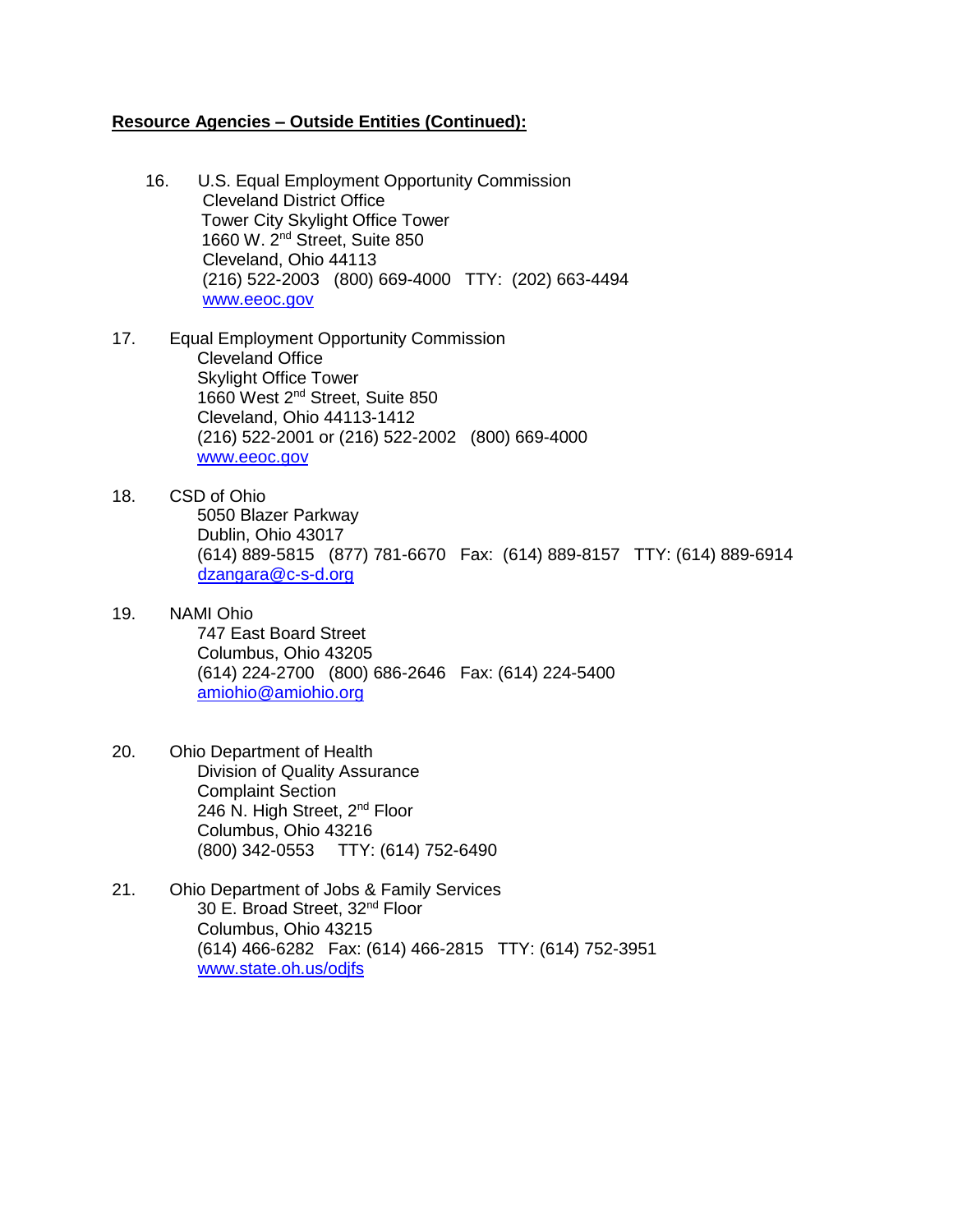**Resource Agencies – Outside Entities (Continued):**

16. U.S. Equal Employment Opportunity Commission
    Cleveland District Office
    Tower City Skylight Office Tower
    1660 W. 2nd Street, Suite 850
    Cleveland, Ohio 44113
    (216) 522-2003   (800) 669-4000   TTY:  (202) 663-4494
    www.eeoc.gov

17. Equal Employment Opportunity Commission
    Cleveland Office
    Skylight Office Tower
    1660 West 2nd Street, Suite 850
    Cleveland, Ohio 44113-1412
    (216) 522-2001 or (216) 522-2002   (800) 669-4000
    www.eeoc.gov

18. CSD of Ohio
    5050 Blazer Parkway
    Dublin, Ohio 43017
    (614) 889-5815   (877) 781-6670   Fax:  (614) 889-8157   TTY: (614) 889-6914
    dzangara@c-s-d.org

19. NAMI Ohio
    747 East Board Street
    Columbus, Ohio 43205
    (614) 224-2700   (800) 686-2646   Fax: (614) 224-5400
    amiohio@amiohio.org

20. Ohio Department of Health
    Division of Quality Assurance
    Complaint Section
    246 N. High Street, 2nd Floor
    Columbus, Ohio 43216
    (800) 342-0553     TTY: (614) 752-6490

21. Ohio Department of Jobs & Family Services
    30 E. Broad Street, 32nd Floor
    Columbus, Ohio 43215
    (614) 466-6282   Fax: (614) 466-2815   TTY: (614) 752-3951
    www.state.oh.us/odjfs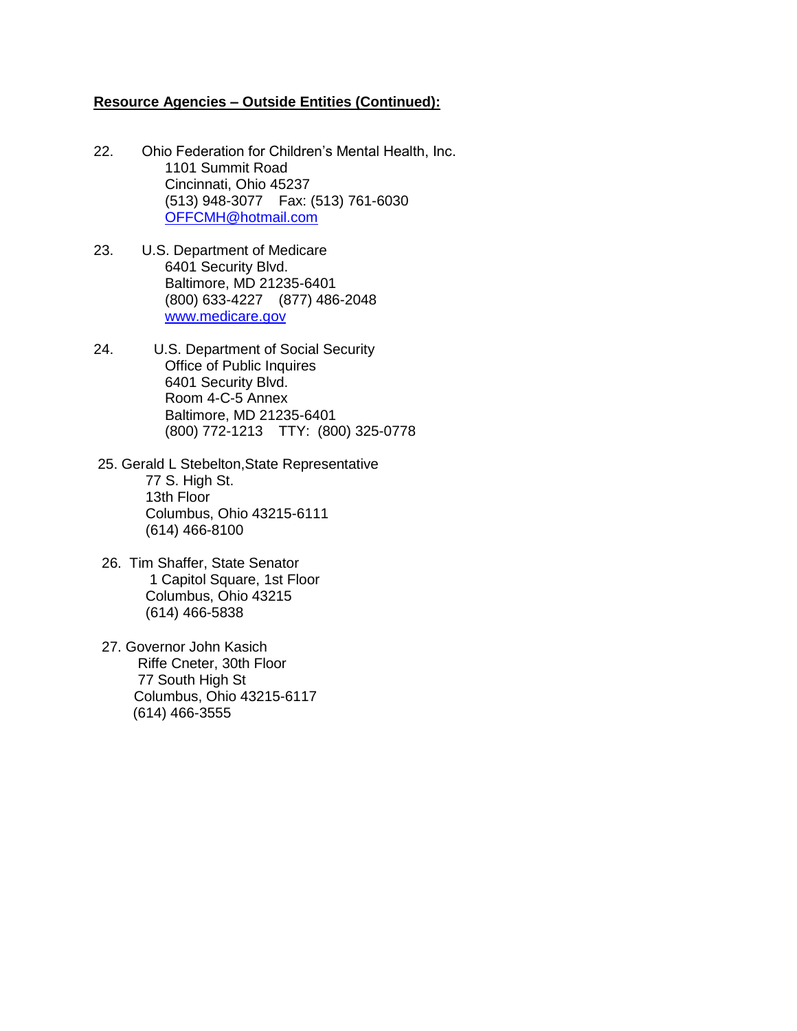**Resource Agencies – Outside Entities (Continued):**

22. Ohio Federation for Children's Mental Health, Inc.
    1101 Summit Road
    Cincinnati, Ohio 45237
    (513) 948-3077 Fax: (513) 761-6030
    OFFCMH@hotmail.com

23. U.S. Department of Medicare
    6401 Security Blvd.
    Baltimore, MD 21235-6401
    (800) 633-4227 (877) 486-2048
    www.medicare.gov

24. U.S. Department of Social Security
    Office of Public Inquires
    6401 Security Blvd.
    Room 4-C-5 Annex
    Baltimore, MD 21235-6401
    (800) 772-1213 TTY: (800) 325-0778

25. Gerald L Stebelton,State Representative
    77 S. High St.
    13th Floor
    Columbus, Ohio 43215-6111
    (614) 466-8100

26. Tim Shaffer, State Senator
    1 Capitol Square, 1st Floor
    Columbus, Ohio 43215
    (614) 466-5838

27. Governor John Kasich
    Riffe Cneter, 30th Floor
    77 South High St
    Columbus, Ohio 43215-6117
    (614) 466-3555